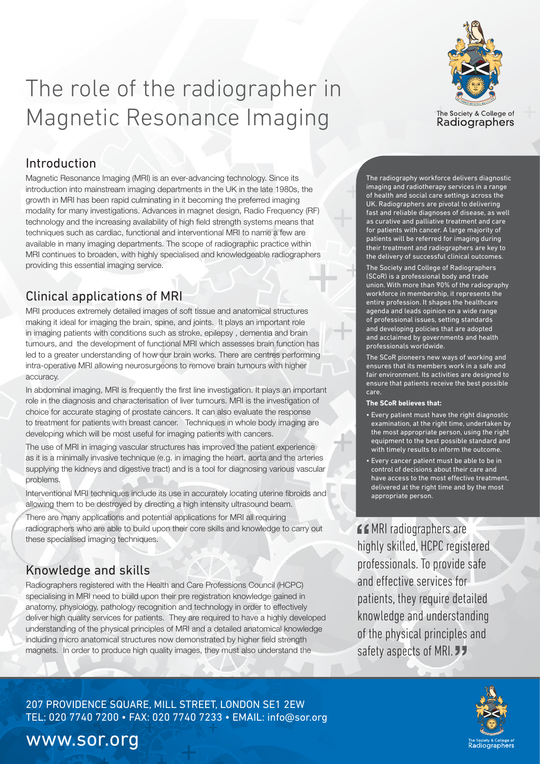# The role of the radiographer in Magnetic Resonance Imaging

## Introduction

Magnetic Resonance Imaging (MRI) is an ever-advancing technology. Since its introduction into mainstream imaging departments in the UK in the late 1980s, the growth in MRI has been rapid culminating in it becoming the preferred imaging modality for many investigations. Advances in magnet design, Radio Frequency (RF) technology and the increasing availability of high field strength systems means that techniques such as cardiac, functional and interventional MRI to name a few are available in many imaging departments. The scope of radiographic practice within MRI continues to broaden, with highly specialised and knowledgeable radiographers providing this essential imaging service.

## Clinical applications of MRI

MRI produces extremely detailed images of soft tissue and anatomical structures making it ideal for imaging the brain, spine, and joints. It plays an important role in imaging patients with conditions such as stroke, epilepsy , dementia and brain tumours, and the development of functional MRI which assesses brain function has led to a greater understanding of how our brain works. There are centres performing intra-operative MRI allowing neurosurgeons to remove brain tumours with higher accuracy.

In abdominal imaging, MRI is frequently the first line investigation. It plays an important role in the diagnosis and characterisation of liver tumours. MRI is the investigation of choice for accurate staging of prostate cancers. It can also evaluate the response to treatment for patients with breast cancer. Techniques in whole body imaging are developing which will be most useful for imaging patients with cancers.

The use of MRI in imaging vascular structures has improved the patient experience as it is a minimally invasive technique (e.g. in imaging the heart, aorta and the arteries supplying the kidneys and digestive tract) and is a tool for diagnosing various vascular problems.

Interventional MRI techniques include its use in accurately locating uterine fibroids and allowing them to be destroyed by directing a high intensity ultrasound beam.

There are many applications and potential applications for MRI all requiring radiographers who are able to build upon their core skills and knowledge to carry out these specialised imaging techniques.

## Knowledge and skills

Radiographers registered with the Health and Care Professions Council (HCPC) specialising in MRI need to build upon their pre registration knowledge gained in anatomy, physiology, pathology recognition and technology in order to effectively deliver high quality services for patients. They are required to have a highly developed understanding of the physical principles of MRI and a detailed anatomical knowledge including micro anatomical structures now demonstrated by higher field strength magnets. In order to produce high quality images, they must also understand the

The Society & College of Radiographers

The radiography workforce delivers diagnostic imaging and radiotherapy services in a range of health and social care settings across the UK. Radiographers are pivotal to delivering fast and reliable diagnoses of disease, as well as curative and palliative treatment and care for patients with cancer. A large majority of patients will be referred for imaging during their treatment and radiographers are key to the delivery of successful clinical outcomes.

The Society and College of Radiographers (SCoR) is a professional body and trade union. With more than 90% of the radiography workforce in membership, it represents the entire profession. It shapes the healthcare agenda and leads opinion on a wide range of professional issues, setting standards and developing policies that are adopted and acclaimed by governments and health professionals worldwide.

The SCoR pioneers new ways of working and ensures that its members work in a safe and fair environment. Its activities are designed to ensure that patients receive the best possible care.

**The SCoR believes that:**

- Every patient must have the right diagnostic examination, at the right time, undertaken by the most appropriate person, using the right equipment to the best possible standard and with timely results to inform the outcome.
- Every cancer patient must be able to be in control of decisions about their care and have access to the most effective treatment, delivered at the right time and by the most appropriate person.

> "MRI radiographers are highly skilled, HCPC registered professionals. To provide safe and effective services for patients, they require detailed knowledge and understanding of the physical principles and safety aspects of MRI."

207 PROVIDENCE SQUARE, MILL STREET, LONDON SE1 2EW
TEL: 020 7740 7200 • FAX: 020 7740 7233 • EMAIL: info@sor.org

www.sor.org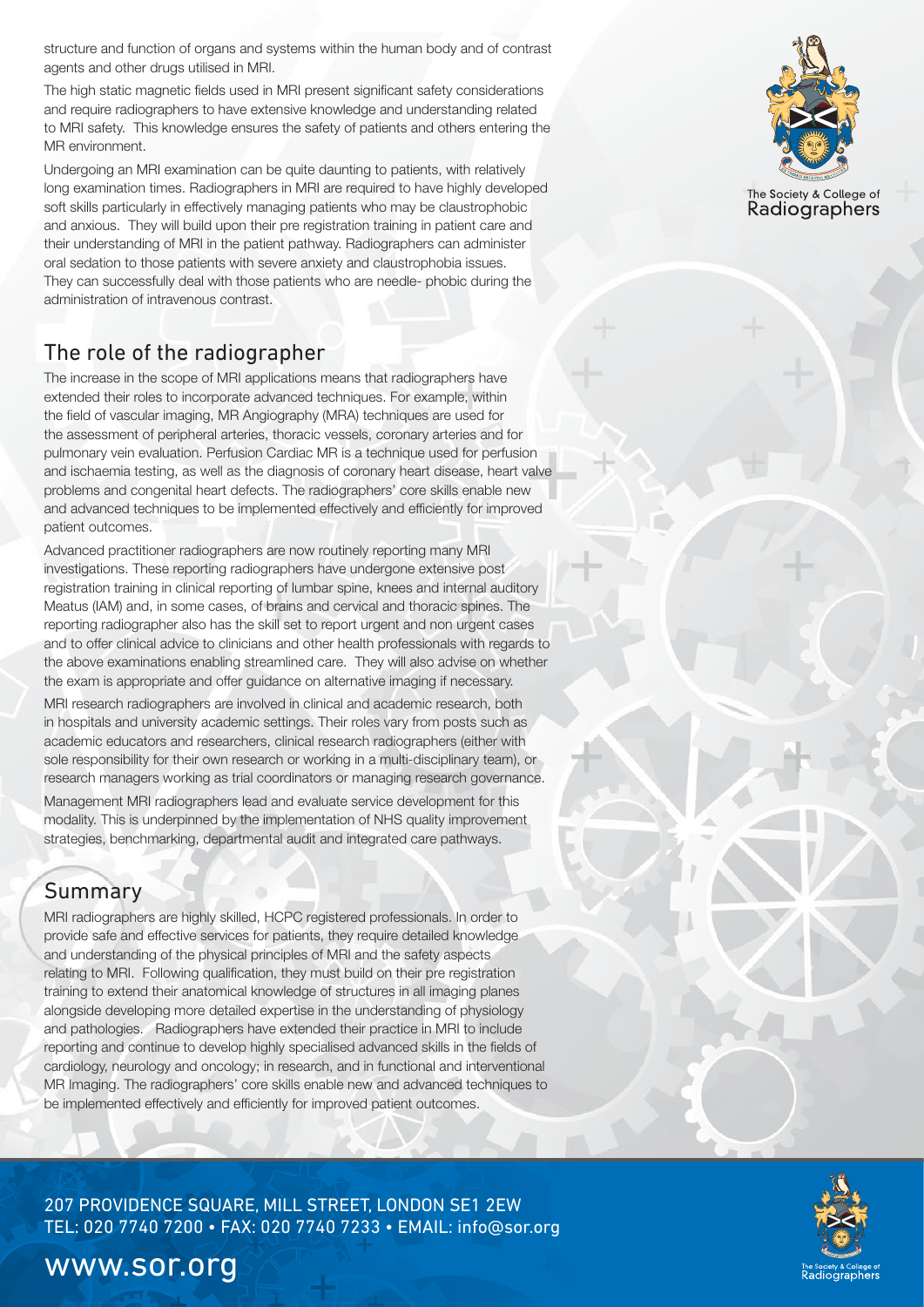structure and function of organs and systems within the human body and of contrast agents and other drugs utilised in MRI.

The high static magnetic fields used in MRI present significant safety considerations and require radiographers to have extensive knowledge and understanding related to MRI safety. This knowledge ensures the safety of patients and others entering the MR environment.

Undergoing an MRI examination can be quite daunting to patients, with relatively long examination times. Radiographers in MRI are required to have highly developed soft skills particularly in effectively managing patients who may be claustrophobic and anxious. They will build upon their pre registration training in patient care and their understanding of MRI in the patient pathway. Radiographers can administer oral sedation to those patients with severe anxiety and claustrophobia issues. They can successfully deal with those patients who are needle- phobic during the administration of intravenous contrast.

## The role of the radiographer

The increase in the scope of MRI applications means that radiographers have extended their roles to incorporate advanced techniques. For example, within the field of vascular imaging, MR Angiography (MRA) techniques are used for the assessment of peripheral arteries, thoracic vessels, coronary arteries and for pulmonary vein evaluation. Perfusion Cardiac MR is a technique used for perfusion and ischaemia testing, as well as the diagnosis of coronary heart disease, heart valve problems and congenital heart defects. The radiographers' core skills enable new and advanced techniques to be implemented effectively and efficiently for improved patient outcomes.

Advanced practitioner radiographers are now routinely reporting many MRI investigations. These reporting radiographers have undergone extensive post registration training in clinical reporting of lumbar spine, knees and internal auditory Meatus (IAM) and, in some cases, of brains and cervical and thoracic spines. The reporting radiographer also has the skill set to report urgent and non urgent cases and to offer clinical advice to clinicians and other health professionals with regards to the above examinations enabling streamlined care. They will also advise on whether the exam is appropriate and offer guidance on alternative imaging if necessary.

MRI research radiographers are involved in clinical and academic research, both in hospitals and university academic settings. Their roles vary from posts such as academic educators and researchers, clinical research radiographers (either with sole responsibility for their own research or working in a multi-disciplinary team), or research managers working as trial coordinators or managing research governance.

Management MRI radiographers lead and evaluate service development for this modality. This is underpinned by the implementation of NHS quality improvement strategies, benchmarking, departmental audit and integrated care pathways.

## Summary

MRI radiographers are highly skilled, HCPC registered professionals. In order to provide safe and effective services for patients, they require detailed knowledge and understanding of the physical principles of MRI and the safety aspects relating to MRI. Following qualification, they must build on their pre registration training to extend their anatomical knowledge of structures in all imaging planes alongside developing more detailed expertise in the understanding of physiology and pathologies. Radiographers have extended their practice in MRI to include reporting and continue to develop highly specialised advanced skills in the fields of cardiology, neurology and oncology; in research, and in functional and interventional MR Imaging. The radiographers' core skills enable new and advanced techniques to be implemented effectively and efficiently for improved patient outcomes.

207 PROVIDENCE SQUARE, MILL STREET, LONDON SE1 2EW
TEL: 020 7740 7200 • FAX: 020 7740 7233 • EMAIL: info@sor.org

www.sor.org